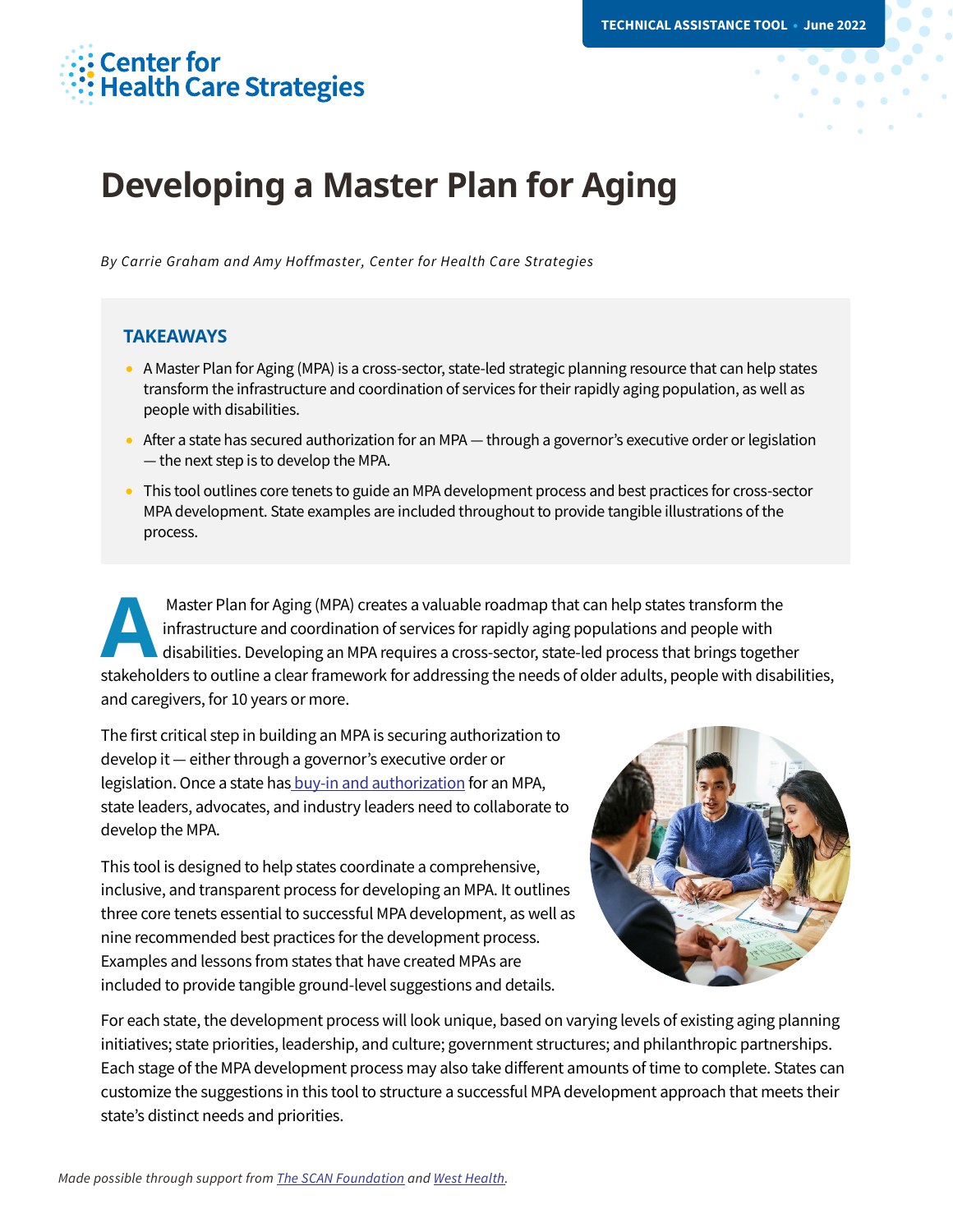Center for Health Care Strategies

TECHNICAL ASSISTANCE TOOL • June 2022

# Developing a Master Plan for Aging

*By Carrie Graham and Amy Hoffmaster, Center for Health Care Strategies*

## TAKEAWAYS

- A Master Plan for Aging (MPA) is a cross-sector, state-led strategic planning resource that can help states transform the infrastructure and coordination of services for their rapidly aging population, as well as people with disabilities.
- After a state has secured authorization for an MPA — through a governor's executive order or legislation — the next step is to develop the MPA.
- This tool outlines core tenets to guide an MPA development process and best practices for cross-sector MPA development. State examples are included throughout to provide tangible illustrations of the process.

A Master Plan for Aging (MPA) creates a valuable roadmap that can help states transform the infrastructure and coordination of services for rapidly aging populations and people with disabilities. Developing an MPA requires a cross-sector, state-led process that brings together stakeholders to outline a clear framework for addressing the needs of older adults, people with disabilities, and caregivers, for 10 years or more.

The first critical step in building an MPA is securing authorization to develop it — either through a governor's executive order or legislation. Once a state has buy-in and authorization for an MPA, state leaders, advocates, and industry leaders need to collaborate to develop the MPA.

This tool is designed to help states coordinate a comprehensive, inclusive, and transparent process for developing an MPA. It outlines three core tenets essential to successful MPA development, as well as nine recommended best practices for the development process. Examples and lessons from states that have created MPAs are included to provide tangible ground-level suggestions and details.

For each state, the development process will look unique, based on varying levels of existing aging planning initiatives; state priorities, leadership, and culture; government structures; and philanthropic partnerships. Each stage of the MPA development process may also take different amounts of time to complete. States can customize the suggestions in this tool to structure a successful MPA development approach that meets their state's distinct needs and priorities.

*Made possible through support from The SCAN Foundation and West Health.*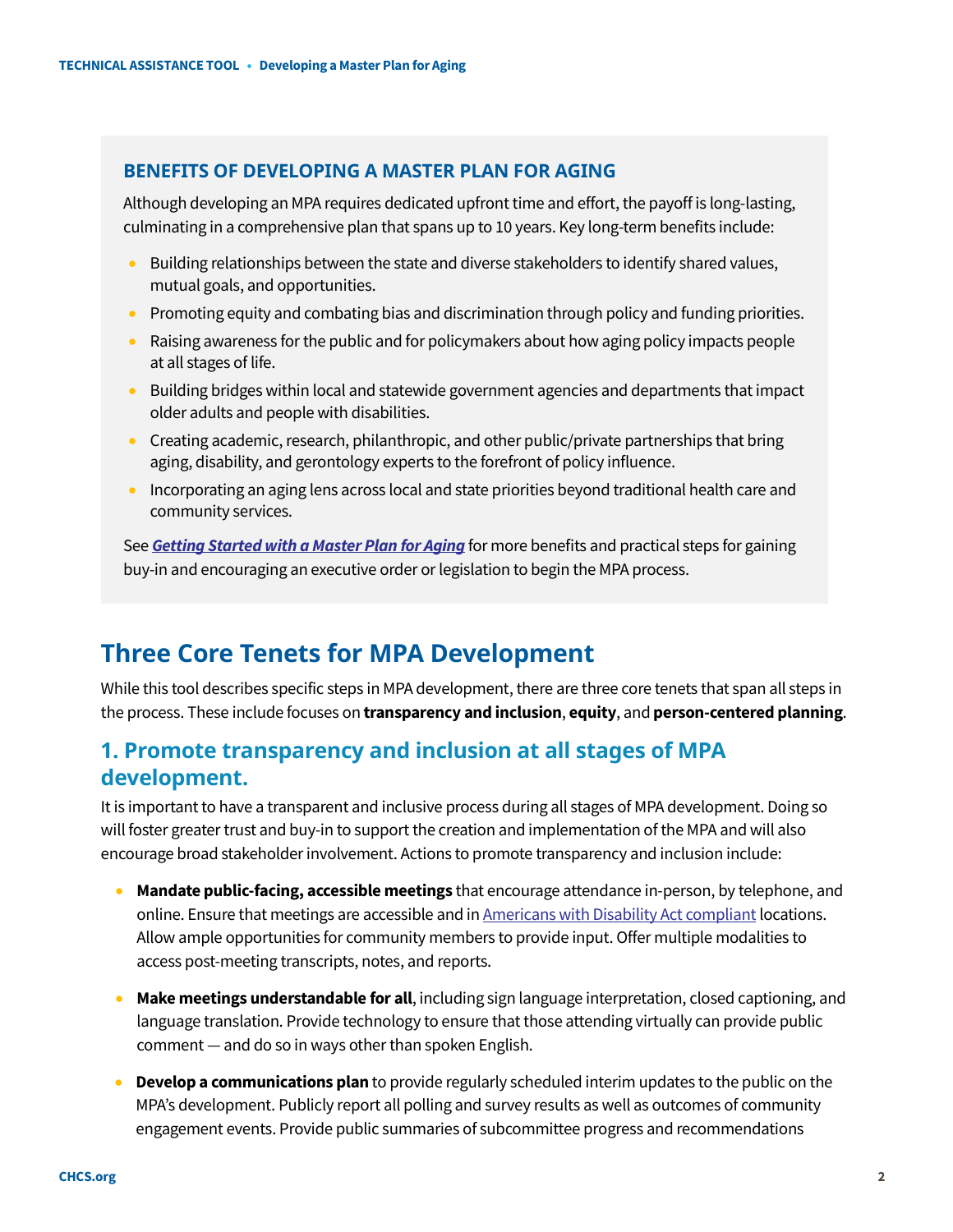### BENEFITS OF DEVELOPING A MASTER PLAN FOR AGING

Although developing an MPA requires dedicated upfront time and effort, the payoff is long-lasting, culminating in a comprehensive plan that spans up to 10 years. Key long-term benefits include:

- Building relationships between the state and diverse stakeholders to identify shared values, mutual goals, and opportunities.
- Promoting equity and combating bias and discrimination through policy and funding priorities.
- Raising awareness for the public and for policymakers about how aging policy impacts people at all stages of life.
- Building bridges within local and statewide government agencies and departments that impact older adults and people with disabilities.
- Creating academic, research, philanthropic, and other public/private partnerships that bring aging, disability, and gerontology experts to the forefront of policy influence.
- Incorporating an aging lens across local and state priorities beyond traditional health care and community services.

See ***Getting Started with a Master Plan for Aging*** for more benefits and practical steps for gaining buy-in and encouraging an executive order or legislation to begin the MPA process.

## Three Core Tenets for MPA Development

While this tool describes specific steps in MPA development, there are three core tenets that span all steps in the process. These include focuses on **transparency and inclusion**, **equity**, and **person-centered planning**.

### 1. Promote transparency and inclusion at all stages of MPA development.

It is important to have a transparent and inclusive process during all stages of MPA development. Doing so will foster greater trust and buy-in to support the creation and implementation of the MPA and will also encourage broad stakeholder involvement. Actions to promote transparency and inclusion include:

- **Mandate public-facing, accessible meetings** that encourage attendance in-person, by telephone, and online. Ensure that meetings are accessible and in Americans with Disability Act compliant locations. Allow ample opportunities for community members to provide input. Offer multiple modalities to access post-meeting transcripts, notes, and reports.
- **Make meetings understandable for all**, including sign language interpretation, closed captioning, and language translation. Provide technology to ensure that those attending virtually can provide public comment — and do so in ways other than spoken English.
- **Develop a communications plan** to provide regularly scheduled interim updates to the public on the MPA's development. Publicly report all polling and survey results as well as outcomes of community engagement events. Provide public summaries of subcommittee progress and recommendations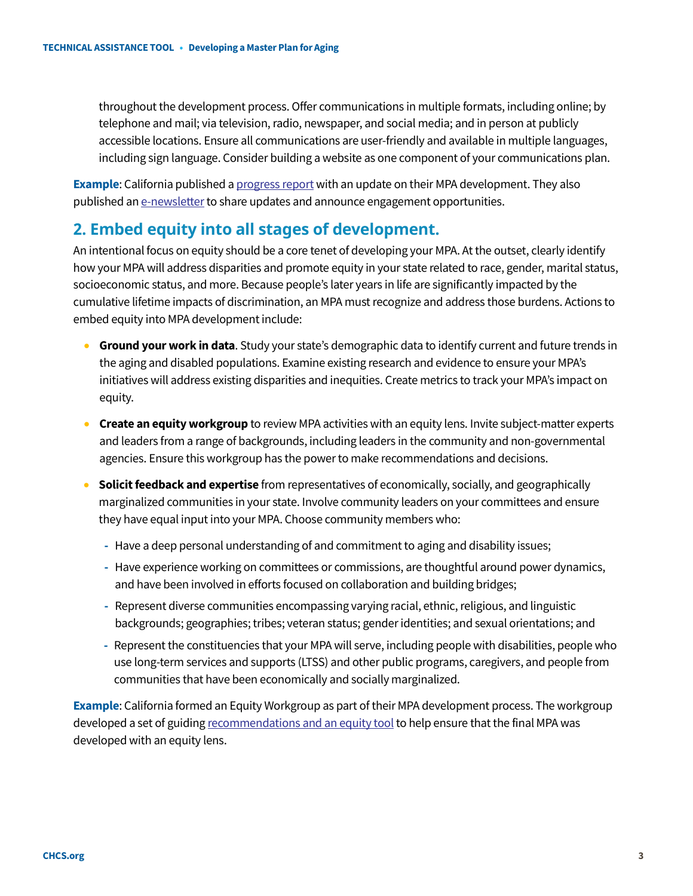throughout the development process. Offer communications in multiple formats, including online; by telephone and mail; via television, radio, newspaper, and social media; and in person at publicly accessible locations. Ensure all communications are user-friendly and available in multiple languages, including sign language. Consider building a website as one component of your communications plan.

**Example**: California published a progress report with an update on their MPA development. They also published an e-newsletter to share updates and announce engagement opportunities.

## 2. Embed equity into all stages of development.

An intentional focus on equity should be a core tenet of developing your MPA. At the outset, clearly identify how your MPA will address disparities and promote equity in your state related to race, gender, marital status, socioeconomic status, and more. Because people's later years in life are significantly impacted by the cumulative lifetime impacts of discrimination, an MPA must recognize and address those burdens. Actions to embed equity into MPA development include:

- **Ground your work in data**. Study your state's demographic data to identify current and future trends in the aging and disabled populations. Examine existing research and evidence to ensure your MPA's initiatives will address existing disparities and inequities. Create metrics to track your MPA's impact on equity.
- **Create an equity workgroup** to review MPA activities with an equity lens. Invite subject-matter experts and leaders from a range of backgrounds, including leaders in the community and non-governmental agencies. Ensure this workgroup has the power to make recommendations and decisions.
- **Solicit feedback and expertise** from representatives of economically, socially, and geographically marginalized communities in your state. Involve community leaders on your committees and ensure they have equal input into your MPA. Choose community members who:
  - Have a deep personal understanding of and commitment to aging and disability issues;
  - Have experience working on committees or commissions, are thoughtful around power dynamics, and have been involved in efforts focused on collaboration and building bridges;
  - Represent diverse communities encompassing varying racial, ethnic, religious, and linguistic backgrounds; geographies; tribes; veteran status; gender identities; and sexual orientations; and
  - Represent the constituencies that your MPA will serve, including people with disabilities, people who use long-term services and supports (LTSS) and other public programs, caregivers, and people from communities that have been economically and socially marginalized.

**Example**: California formed an Equity Workgroup as part of their MPA development process. The workgroup developed a set of guiding recommendations and an equity tool to help ensure that the final MPA was developed with an equity lens.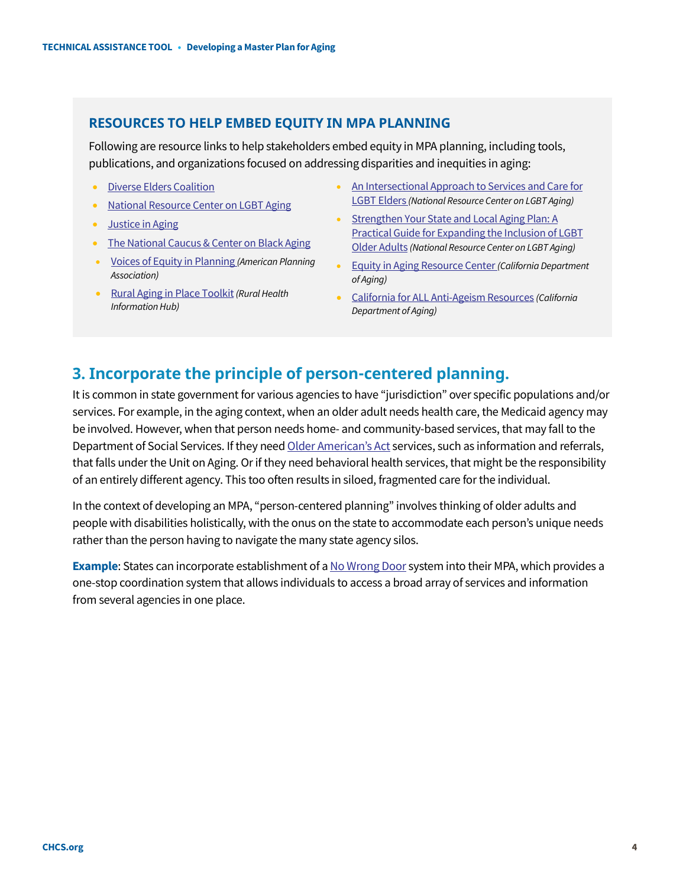## RESOURCES TO HELP EMBED EQUITY IN MPA PLANNING

Following are resource links to help stakeholders embed equity in MPA planning, including tools, publications, and organizations focused on addressing disparities and inequities in aging:

- Diverse Elders Coalition
- National Resource Center on LGBT Aging
- Justice in Aging
- The National Caucus & Center on Black Aging
- Voices of Equity in Planning *(American Planning Association)*
- Rural Aging in Place Toolkit *(Rural Health Information Hub)*
- An Intersectional Approach to Services and Care for LGBT Elders *(National Resource Center on LGBT Aging)*
- Strengthen Your State and Local Aging Plan: A Practical Guide for Expanding the Inclusion of LGBT Older Adults *(National Resource Center on LGBT Aging)*
- Equity in Aging Resource Center *(California Department of Aging)*
- California for ALL Anti-Ageism Resources *(California Department of Aging)*

## 3. Incorporate the principle of person-centered planning.

It is common in state government for various agencies to have "jurisdiction" over specific populations and/or services. For example, in the aging context, when an older adult needs health care, the Medicaid agency may be involved. However, when that person needs home- and community-based services, that may fall to the Department of Social Services. If they need Older American's Act services, such as information and referrals, that falls under the Unit on Aging. Or if they need behavioral health services, that might be the responsibility of an entirely different agency. This too often results in siloed, fragmented care for the individual.

In the context of developing an MPA, "person-centered planning" involves thinking of older adults and people with disabilities holistically, with the onus on the state to accommodate each person's unique needs rather than the person having to navigate the many state agency silos.

**Example**: States can incorporate establishment of a No Wrong Door system into their MPA, which provides a one-stop coordination system that allows individuals to access a broad array of services and information from several agencies in one place.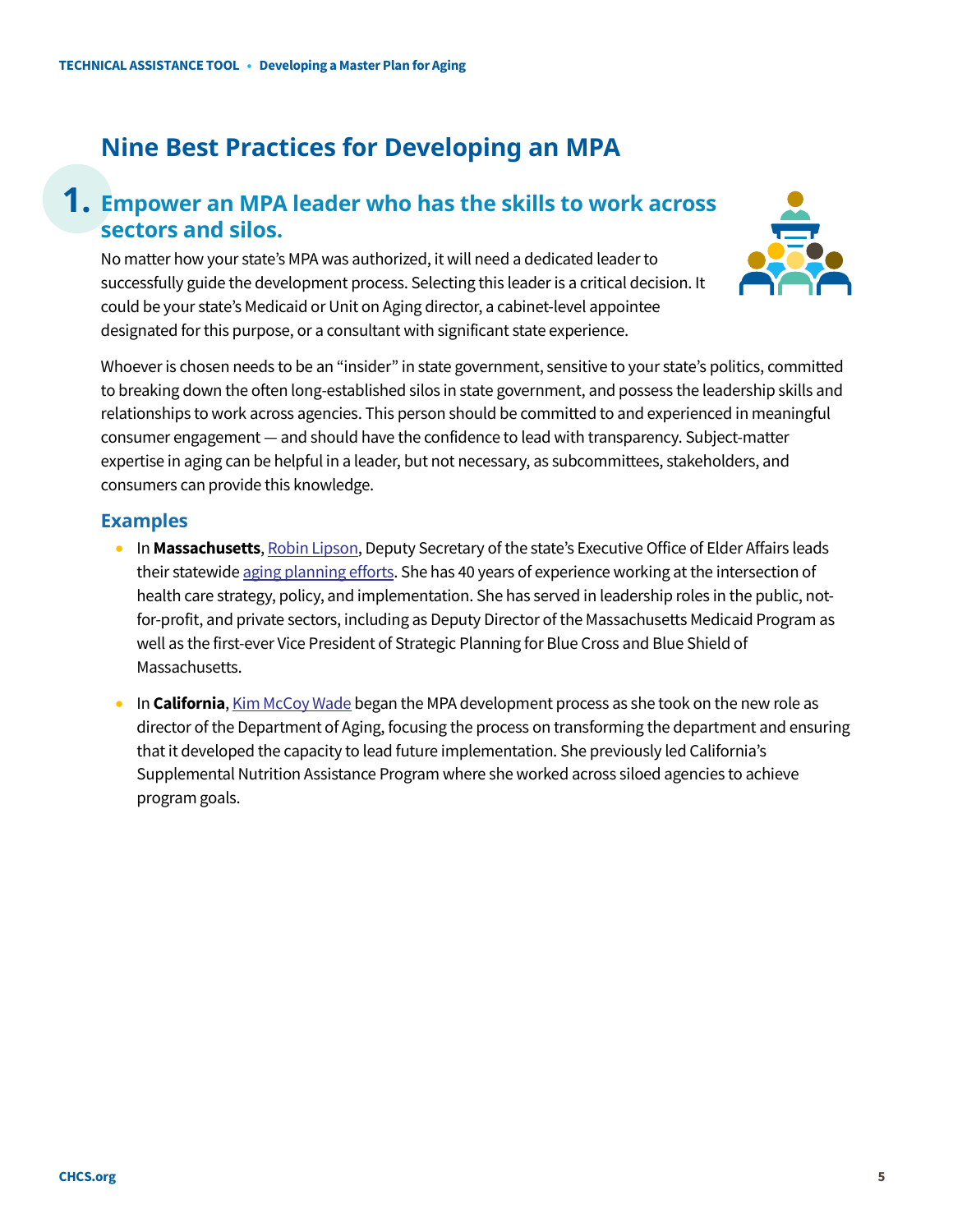## Nine Best Practices for Developing an MPA

### 1. Empower an MPA leader who has the skills to work across sectors and silos.

No matter how your state's MPA was authorized, it will need a dedicated leader to successfully guide the development process. Selecting this leader is a critical decision. It could be your state's Medicaid or Unit on Aging director, a cabinet-level appointee designated for this purpose, or a consultant with significant state experience.

Whoever is chosen needs to be an "insider" in state government, sensitive to your state's politics, committed to breaking down the often long-established silos in state government, and possess the leadership skills and relationships to work across agencies. This person should be committed to and experienced in meaningful consumer engagement — and should have the confidence to lead with transparency. Subject-matter expertise in aging can be helpful in a leader, but not necessary, as subcommittees, stakeholders, and consumers can provide this knowledge.

#### Examples

- In **Massachusetts**, Robin Lipson, Deputy Secretary of the state's Executive Office of Elder Affairs leads their statewide aging planning efforts. She has 40 years of experience working at the intersection of health care strategy, policy, and implementation. She has served in leadership roles in the public, not-for-profit, and private sectors, including as Deputy Director of the Massachusetts Medicaid Program as well as the first-ever Vice President of Strategic Planning for Blue Cross and Blue Shield of Massachusetts.
- In **California**, Kim McCoy Wade began the MPA development process as she took on the new role as director of the Department of Aging, focusing the process on transforming the department and ensuring that it developed the capacity to lead future implementation. She previously led California's Supplemental Nutrition Assistance Program where she worked across siloed agencies to achieve program goals.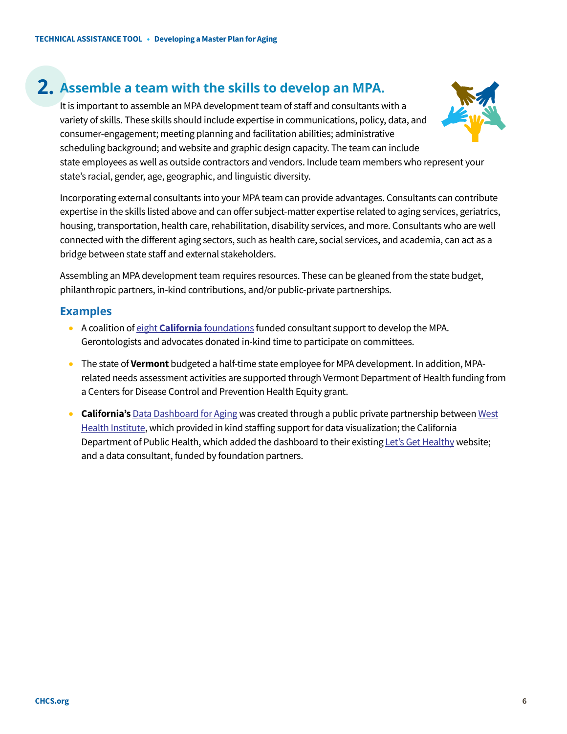## 2. Assemble a team with the skills to develop an MPA.

It is important to assemble an MPA development team of staff and consultants with a variety of skills. These skills should include expertise in communications, policy, data, and consumer-engagement; meeting planning and facilitation abilities; administrative scheduling background; and website and graphic design capacity. The team can include state employees as well as outside contractors and vendors. Include team members who represent your state's racial, gender, age, geographic, and linguistic diversity.

Incorporating external consultants into your MPA team can provide advantages. Consultants can contribute expertise in the skills listed above and can offer subject-matter expertise related to aging services, geriatrics, housing, transportation, health care, rehabilitation, disability services, and more. Consultants who are well connected with the different aging sectors, such as health care, social services, and academia, can act as a bridge between state staff and external stakeholders.

Assembling an MPA development team requires resources. These can be gleaned from the state budget, philanthropic partners, in-kind contributions, and/or public-private partnerships.

### Examples

- A coalition of eight **California** foundations funded consultant support to develop the MPA. Gerontologists and advocates donated in-kind time to participate on committees.
- The state of **Vermont** budgeted a half-time state employee for MPA development. In addition, MPA-related needs assessment activities are supported through Vermont Department of Health funding from a Centers for Disease Control and Prevention Health Equity grant.
- **California's** Data Dashboard for Aging was created through a public private partnership between West Health Institute, which provided in kind staffing support for data visualization; the California Department of Public Health, which added the dashboard to their existing Let's Get Healthy website; and a data consultant, funded by foundation partners.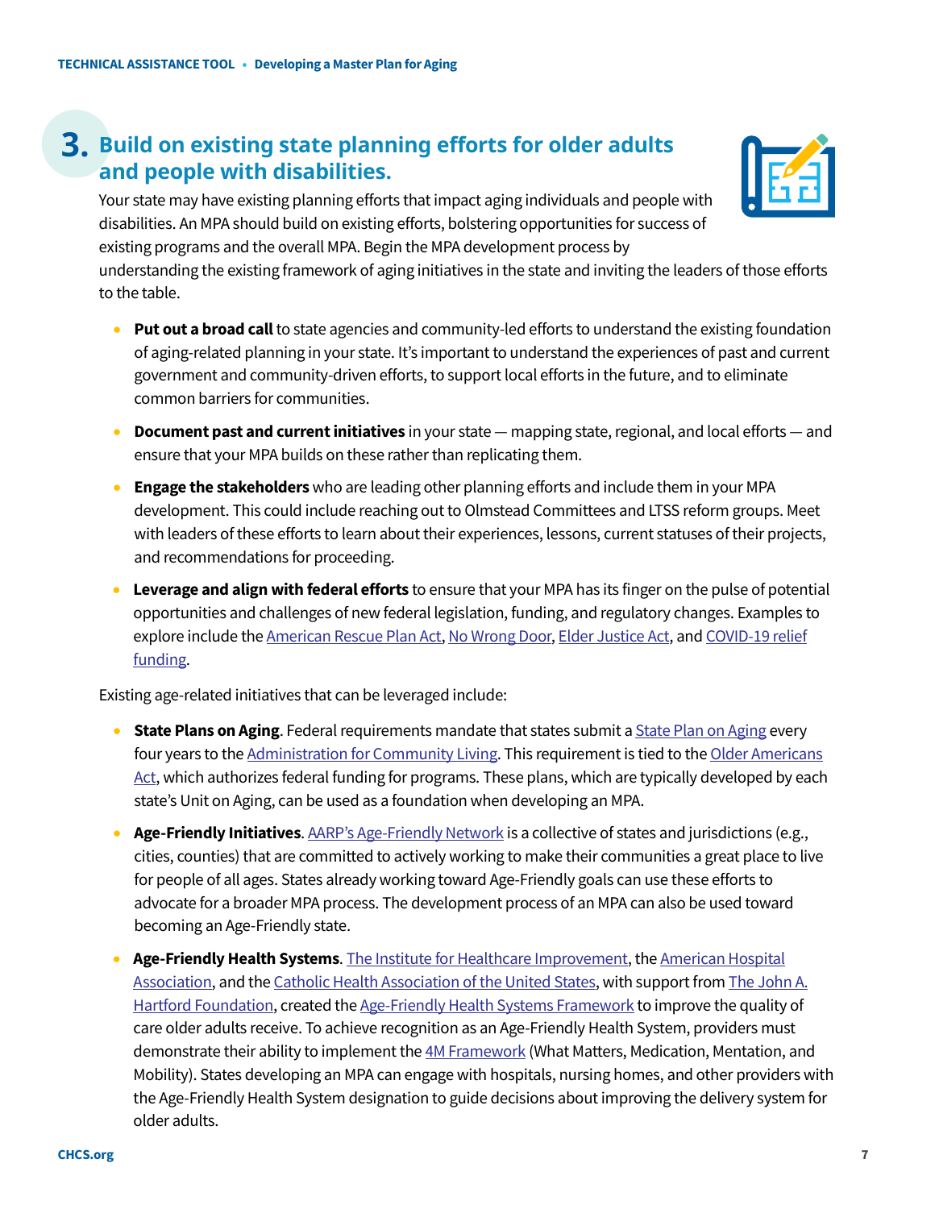## 3. Build on existing state planning efforts for older adults and people with disabilities.

Your state may have existing planning efforts that impact aging individuals and people with disabilities. An MPA should build on existing efforts, bolstering opportunities for success of existing programs and the overall MPA. Begin the MPA development process by understanding the existing framework of aging initiatives in the state and inviting the leaders of those efforts to the table.

- **Put out a broad call** to state agencies and community-led efforts to understand the existing foundation of aging-related planning in your state. It's important to understand the experiences of past and current government and community-driven efforts, to support local efforts in the future, and to eliminate common barriers for communities.
- **Document past and current initiatives** in your state — mapping state, regional, and local efforts — and ensure that your MPA builds on these rather than replicating them.
- **Engage the stakeholders** who are leading other planning efforts and include them in your MPA development. This could include reaching out to Olmstead Committees and LTSS reform groups. Meet with leaders of these efforts to learn about their experiences, lessons, current statuses of their projects, and recommendations for proceeding.
- **Leverage and align with federal efforts** to ensure that your MPA has its finger on the pulse of potential opportunities and challenges of new federal legislation, funding, and regulatory changes. Examples to explore include the American Rescue Plan Act, No Wrong Door, Elder Justice Act, and COVID-19 relief funding.

Existing age-related initiatives that can be leveraged include:

- **State Plans on Aging**. Federal requirements mandate that states submit a State Plan on Aging every four years to the Administration for Community Living. This requirement is tied to the Older Americans Act, which authorizes federal funding for programs. These plans, which are typically developed by each state's Unit on Aging, can be used as a foundation when developing an MPA.
- **Age-Friendly Initiatives**. AARP's Age-Friendly Network is a collective of states and jurisdictions (e.g., cities, counties) that are committed to actively working to make their communities a great place to live for people of all ages. States already working toward Age-Friendly goals can use these efforts to advocate for a broader MPA process. The development process of an MPA can also be used toward becoming an Age-Friendly state.
- **Age-Friendly Health Systems**. The Institute for Healthcare Improvement, the American Hospital Association, and the Catholic Health Association of the United States, with support from The John A. Hartford Foundation, created the Age-Friendly Health Systems Framework to improve the quality of care older adults receive. To achieve recognition as an Age-Friendly Health System, providers must demonstrate their ability to implement the 4M Framework (What Matters, Medication, Mentation, and Mobility). States developing an MPA can engage with hospitals, nursing homes, and other providers with the Age-Friendly Health System designation to guide decisions about improving the delivery system for older adults.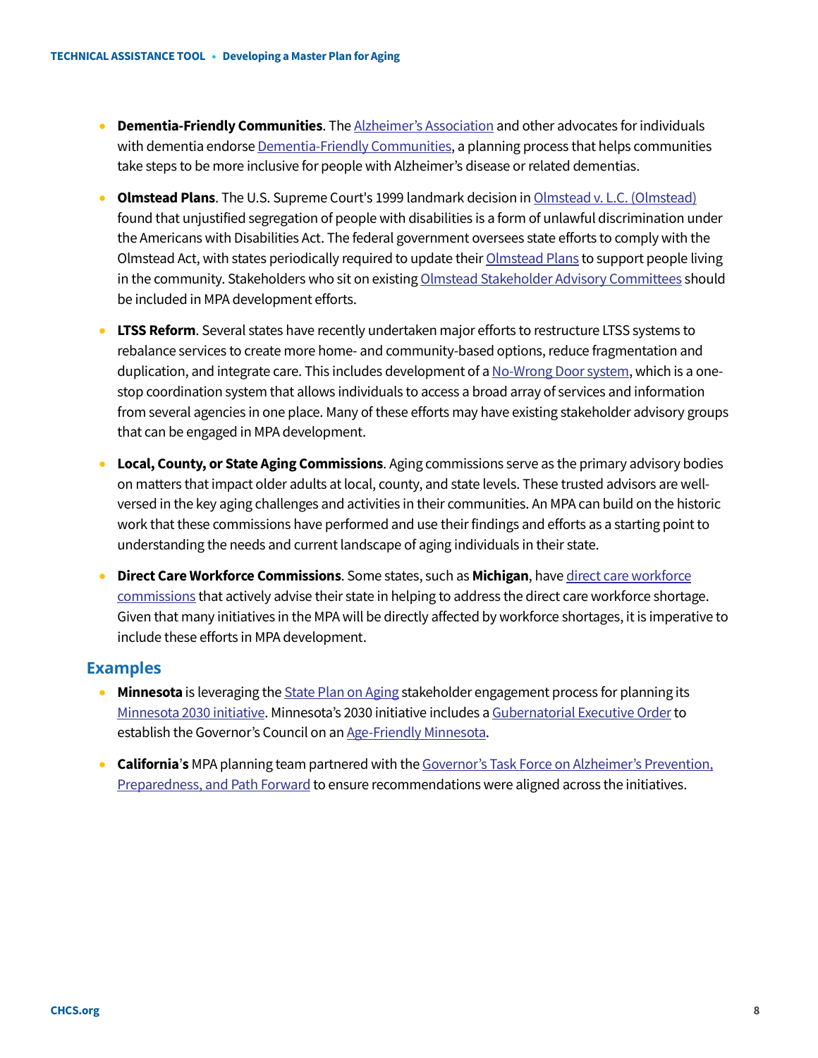- **Dementia-Friendly Communities**. The Alzheimer's Association and other advocates for individuals with dementia endorse Dementia-Friendly Communities, a planning process that helps communities take steps to be more inclusive for people with Alzheimer's disease or related dementias.
- **Olmstead Plans**. The U.S. Supreme Court's 1999 landmark decision in Olmstead v. L.C. (Olmstead) found that unjustified segregation of people with disabilities is a form of unlawful discrimination under the Americans with Disabilities Act. The federal government oversees state efforts to comply with the Olmstead Act, with states periodically required to update their Olmstead Plans to support people living in the community. Stakeholders who sit on existing Olmstead Stakeholder Advisory Committees should be included in MPA development efforts.
- **LTSS Reform**. Several states have recently undertaken major efforts to restructure LTSS systems to rebalance services to create more home- and community-based options, reduce fragmentation and duplication, and integrate care. This includes development of a No-Wrong Door system, which is a one-stop coordination system that allows individuals to access a broad array of services and information from several agencies in one place. Many of these efforts may have existing stakeholder advisory groups that can be engaged in MPA development.
- **Local, County, or State Aging Commissions**. Aging commissions serve as the primary advisory bodies on matters that impact older adults at local, county, and state levels. These trusted advisors are well-versed in the key aging challenges and activities in their communities. An MPA can build on the historic work that these commissions have performed and use their findings and efforts as a starting point to understanding the needs and current landscape of aging individuals in their state.
- **Direct Care Workforce Commissions**. Some states, such as **Michigan**, have direct care workforce commissions that actively advise their state in helping to address the direct care workforce shortage. Given that many initiatives in the MPA will be directly affected by workforce shortages, it is imperative to include these efforts in MPA development.

## Examples

- **Minnesota** is leveraging the State Plan on Aging stakeholder engagement process for planning its Minnesota 2030 initiative. Minnesota's 2030 initiative includes a Gubernatorial Executive Order to establish the Governor's Council on an Age-Friendly Minnesota.
- **California**'s MPA planning team partnered with the Governor's Task Force on Alzheimer's Prevention, Preparedness, and Path Forward to ensure recommendations were aligned across the initiatives.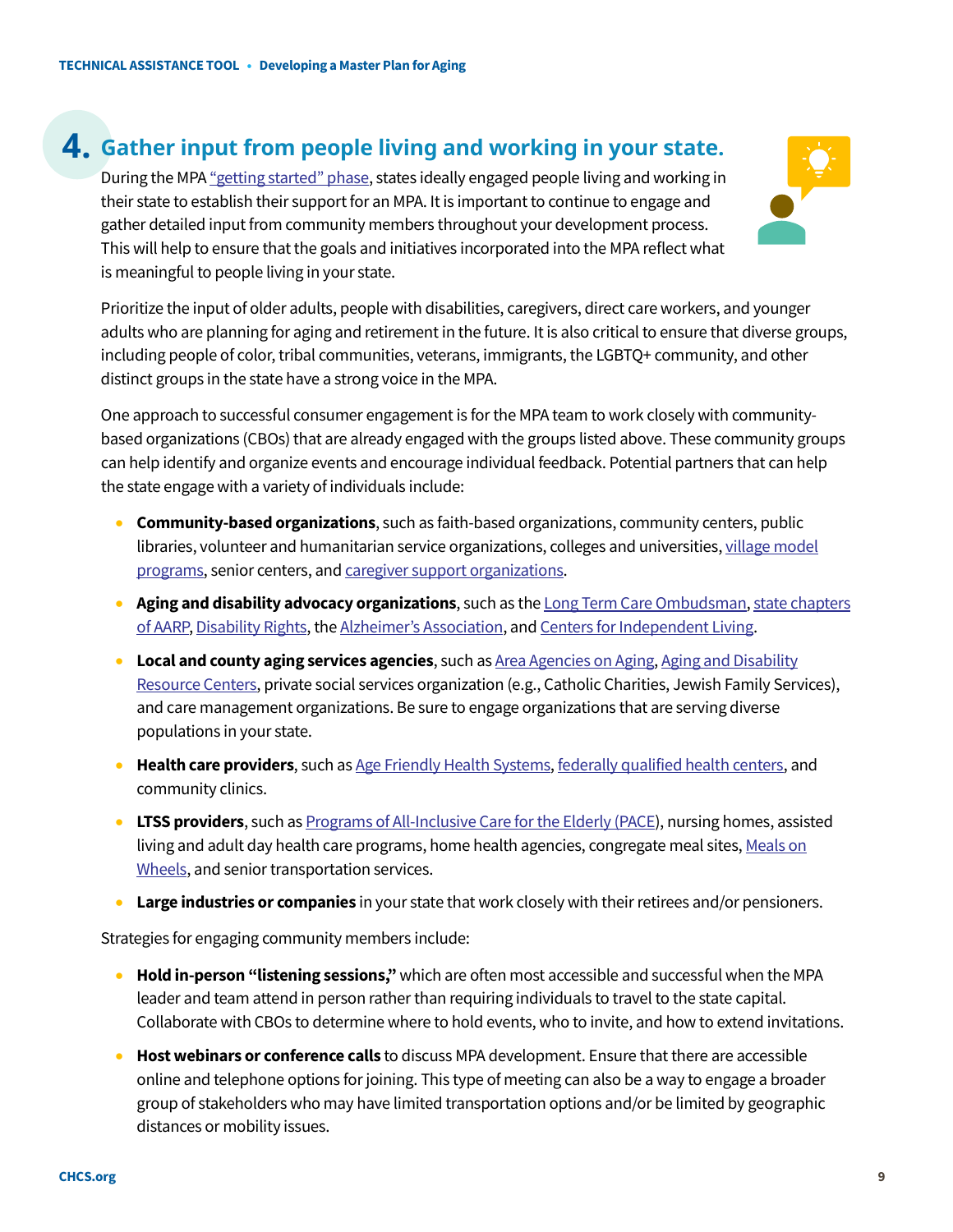## 4. Gather input from people living and working in your state.

During the MPA "getting started" phase, states ideally engaged people living and working in their state to establish their support for an MPA. It is important to continue to engage and gather detailed input from community members throughout your development process. This will help to ensure that the goals and initiatives incorporated into the MPA reflect what is meaningful to people living in your state.

Prioritize the input of older adults, people with disabilities, caregivers, direct care workers, and younger adults who are planning for aging and retirement in the future. It is also critical to ensure that diverse groups, including people of color, tribal communities, veterans, immigrants, the LGBTQ+ community, and other distinct groups in the state have a strong voice in the MPA.

One approach to successful consumer engagement is for the MPA team to work closely with community-based organizations (CBOs) that are already engaged with the groups listed above. These community groups can help identify and organize events and encourage individual feedback. Potential partners that can help the state engage with a variety of individuals include:

- **Community-based organizations**, such as faith-based organizations, community centers, public libraries, volunteer and humanitarian service organizations, colleges and universities, village model programs, senior centers, and caregiver support organizations.
- **Aging and disability advocacy organizations**, such as the Long Term Care Ombudsman, state chapters of AARP, Disability Rights, the Alzheimer's Association, and Centers for Independent Living.
- **Local and county aging services agencies**, such as Area Agencies on Aging, Aging and Disability Resource Centers, private social services organization (e.g., Catholic Charities, Jewish Family Services), and care management organizations. Be sure to engage organizations that are serving diverse populations in your state.
- **Health care providers**, such as Age Friendly Health Systems, federally qualified health centers, and community clinics.
- **LTSS providers**, such as Programs of All-Inclusive Care for the Elderly (PACE), nursing homes, assisted living and adult day health care programs, home health agencies, congregate meal sites, Meals on Wheels, and senior transportation services.
- **Large industries or companies** in your state that work closely with their retirees and/or pensioners.

Strategies for engaging community members include:

- **Hold in-person "listening sessions,"** which are often most accessible and successful when the MPA leader and team attend in person rather than requiring individuals to travel to the state capital. Collaborate with CBOs to determine where to hold events, who to invite, and how to extend invitations.
- **Host webinars or conference calls** to discuss MPA development. Ensure that there are accessible online and telephone options for joining. This type of meeting can also be a way to engage a broader group of stakeholders who may have limited transportation options and/or be limited by geographic distances or mobility issues.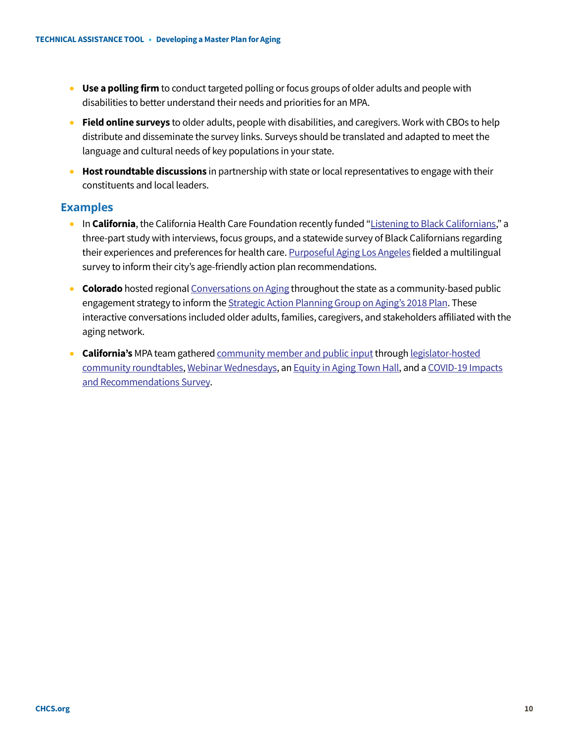- **Use a polling firm** to conduct targeted polling or focus groups of older adults and people with disabilities to better understand their needs and priorities for an MPA.
- **Field online surveys** to older adults, people with disabilities, and caregivers. Work with CBOs to help distribute and disseminate the survey links. Surveys should be translated and adapted to meet the language and cultural needs of key populations in your state.
- **Host roundtable discussions** in partnership with state or local representatives to engage with their constituents and local leaders.

## Examples

- In **California**, the California Health Care Foundation recently funded "Listening to Black Californians," a three-part study with interviews, focus groups, and a statewide survey of Black Californians regarding their experiences and preferences for health care. Purposeful Aging Los Angeles fielded a multilingual survey to inform their city's age-friendly action plan recommendations.
- **Colorado** hosted regional Conversations on Aging throughout the state as a community-based public engagement strategy to inform the Strategic Action Planning Group on Aging's 2018 Plan. These interactive conversations included older adults, families, caregivers, and stakeholders affiliated with the aging network.
- **California's** MPA team gathered community member and public input through legislator-hosted community roundtables, Webinar Wednesdays, an Equity in Aging Town Hall, and a COVID-19 Impacts and Recommendations Survey.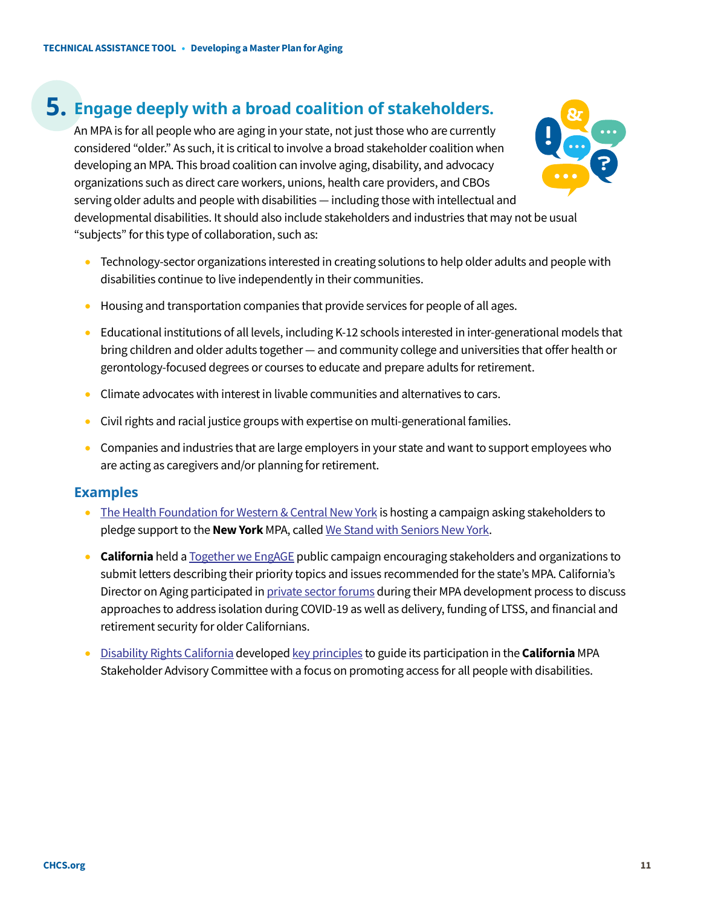## 5. Engage deeply with a broad coalition of stakeholders.

An MPA is for all people who are aging in your state, not just those who are currently considered "older." As such, it is critical to involve a broad stakeholder coalition when developing an MPA. This broad coalition can involve aging, disability, and advocacy organizations such as direct care workers, unions, health care providers, and CBOs serving older adults and people with disabilities — including those with intellectual and developmental disabilities. It should also include stakeholders and industries that may not be usual "subjects" for this type of collaboration, such as:

- Technology-sector organizations interested in creating solutions to help older adults and people with disabilities continue to live independently in their communities.
- Housing and transportation companies that provide services for people of all ages.
- Educational institutions of all levels, including K-12 schools interested in inter-generational models that bring children and older adults together — and community college and universities that offer health or gerontology-focused degrees or courses to educate and prepare adults for retirement.
- Climate advocates with interest in livable communities and alternatives to cars.
- Civil rights and racial justice groups with expertise on multi-generational families.
- Companies and industries that are large employers in your state and want to support employees who are acting as caregivers and/or planning for retirement.

### Examples

- The Health Foundation for Western & Central New York is hosting a campaign asking stakeholders to pledge support to the **New York** MPA, called We Stand with Seniors New York.
- **California** held a Together we EngAGE public campaign encouraging stakeholders and organizations to submit letters describing their priority topics and issues recommended for the state's MPA. California's Director on Aging participated in private sector forums during their MPA development process to discuss approaches to address isolation during COVID-19 as well as delivery, funding of LTSS, and financial and retirement security for older Californians.
- Disability Rights California developed key principles to guide its participation in the **California** MPA Stakeholder Advisory Committee with a focus on promoting access for all people with disabilities.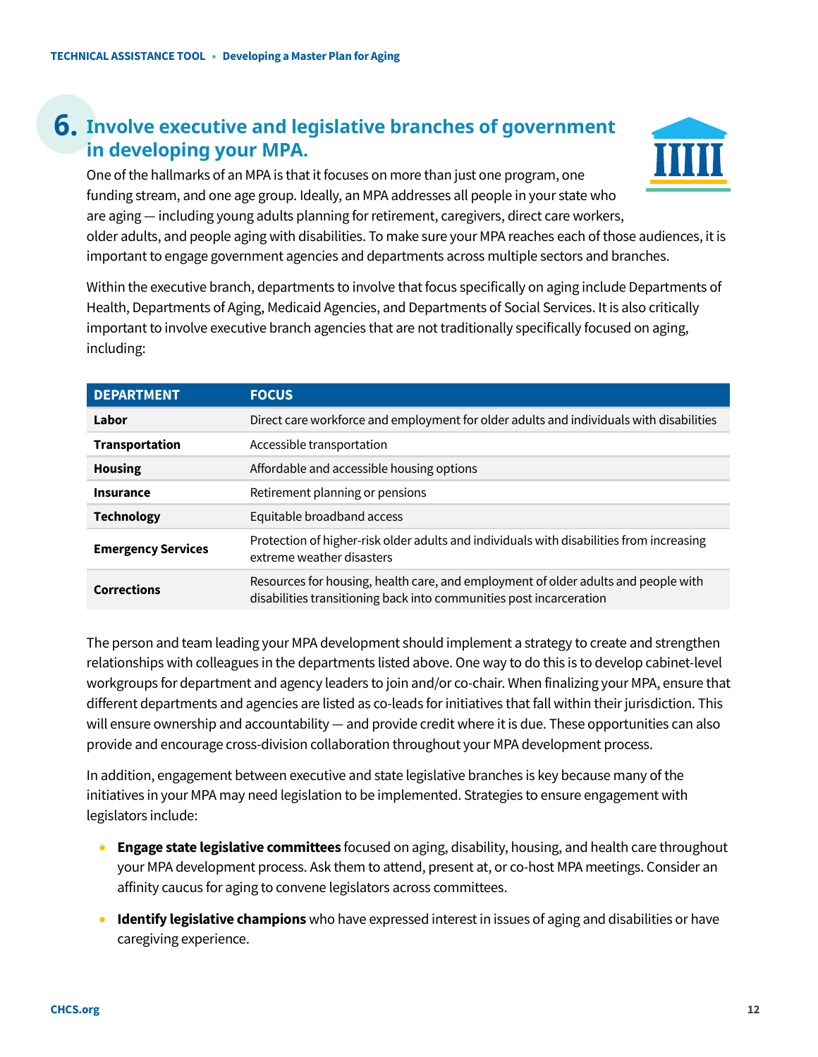## 6. Involve executive and legislative branches of government in developing your MPA.

One of the hallmarks of an MPA is that it focuses on more than just one program, one funding stream, and one age group. Ideally, an MPA addresses all people in your state who are aging — including young adults planning for retirement, caregivers, direct care workers, older adults, and people aging with disabilities. To make sure your MPA reaches each of those audiences, it is important to engage government agencies and departments across multiple sectors and branches.

Within the executive branch, departments to involve that focus specifically on aging include Departments of Health, Departments of Aging, Medicaid Agencies, and Departments of Social Services. It is also critically important to involve executive branch agencies that are not traditionally specifically focused on aging, including:

| DEPARTMENT | FOCUS |
|---|---|
| **Labor** | Direct care workforce and employment for older adults and individuals with disabilities |
| **Transportation** | Accessible transportation |
| **Housing** | Affordable and accessible housing options |
| **Insurance** | Retirement planning or pensions |
| **Technology** | Equitable broadband access |
| **Emergency Services** | Protection of higher-risk older adults and individuals with disabilities from increasing extreme weather disasters |
| **Corrections** | Resources for housing, health care, and employment of older adults and people with disabilities transitioning back into communities post incarceration |

The person and team leading your MPA development should implement a strategy to create and strengthen relationships with colleagues in the departments listed above. One way to do this is to develop cabinet-level workgroups for department and agency leaders to join and/or co-chair. When finalizing your MPA, ensure that different departments and agencies are listed as co-leads for initiatives that fall within their jurisdiction. This will ensure ownership and accountability — and provide credit where it is due. These opportunities can also provide and encourage cross-division collaboration throughout your MPA development process.

In addition, engagement between executive and state legislative branches is key because many of the initiatives in your MPA may need legislation to be implemented. Strategies to ensure engagement with legislators include:

- **Engage state legislative committees** focused on aging, disability, housing, and health care throughout your MPA development process. Ask them to attend, present at, or co-host MPA meetings. Consider an affinity caucus for aging to convene legislators across committees.
- **Identify legislative champions** who have expressed interest in issues of aging and disabilities or have caregiving experience.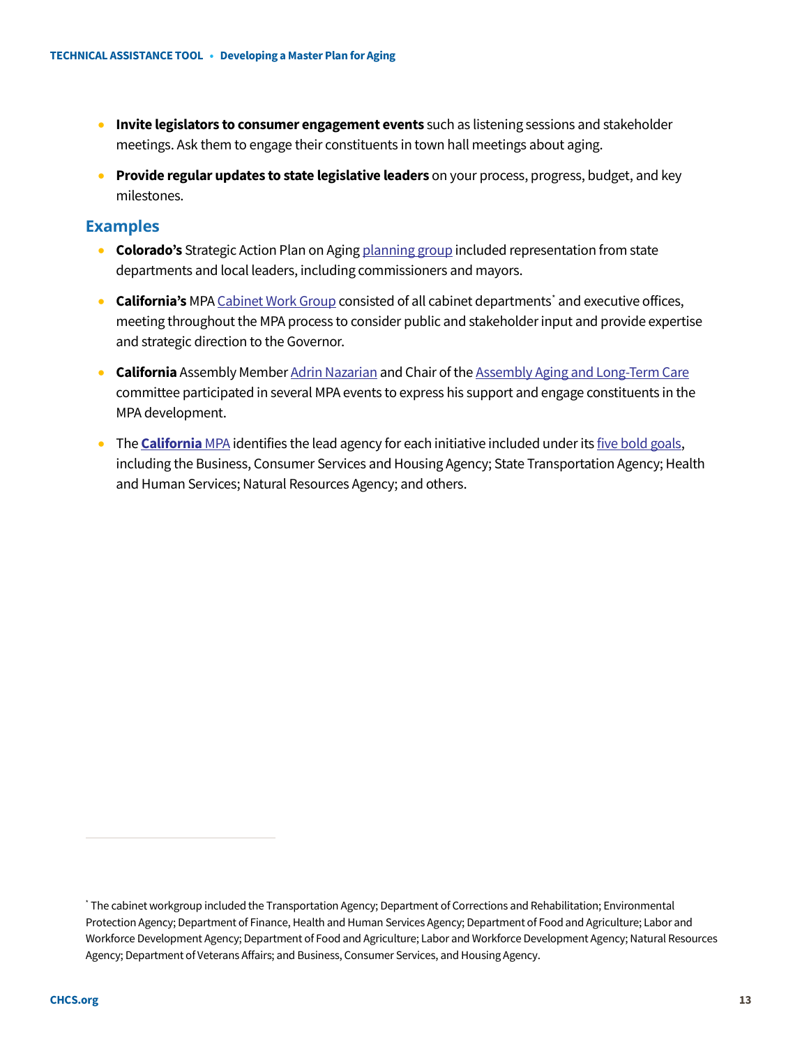- **Invite legislators to consumer engagement events** such as listening sessions and stakeholder meetings. Ask them to engage their constituents in town hall meetings about aging.
- **Provide regular updates to state legislative leaders** on your process, progress, budget, and key milestones.

### Examples

- **Colorado's** Strategic Action Plan on Aging planning group included representation from state departments and local leaders, including commissioners and mayors.
- **California's** MPA Cabinet Work Group consisted of all cabinet departments* and executive offices, meeting throughout the MPA process to consider public and stakeholder input and provide expertise and strategic direction to the Governor.
- **California** Assembly Member Adrin Nazarian and Chair of the Assembly Aging and Long-Term Care committee participated in several MPA events to express his support and engage constituents in the MPA development.
- The **California** MPA identifies the lead agency for each initiative included under its five bold goals, including the Business, Consumer Services and Housing Agency; State Transportation Agency; Health and Human Services; Natural Resources Agency; and others.

---

* The cabinet workgroup included the Transportation Agency; Department of Corrections and Rehabilitation; Environmental Protection Agency; Department of Finance, Health and Human Services Agency; Department of Food and Agriculture; Labor and Workforce Development Agency; Department of Food and Agriculture; Labor and Workforce Development Agency; Natural Resources Agency; Department of Veterans Affairs; and Business, Consumer Services, and Housing Agency.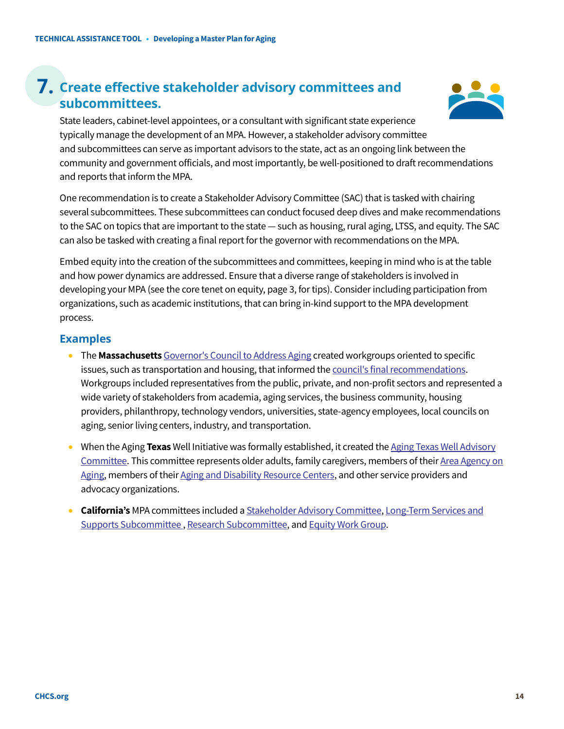## 7. Create effective stakeholder advisory committees and subcommittees.

State leaders, cabinet-level appointees, or a consultant with significant state experience typically manage the development of an MPA. However, a stakeholder advisory committee and subcommittees can serve as important advisors to the state, act as an ongoing link between the community and government officials, and most importantly, be well-positioned to draft recommendations and reports that inform the MPA.

One recommendation is to create a Stakeholder Advisory Committee (SAC) that is tasked with chairing several subcommittees. These subcommittees can conduct focused deep dives and make recommendations to the SAC on topics that are important to the state — such as housing, rural aging, LTSS, and equity. The SAC can also be tasked with creating a final report for the governor with recommendations on the MPA.

Embed equity into the creation of the subcommittees and committees, keeping in mind who is at the table and how power dynamics are addressed. Ensure that a diverse range of stakeholders is involved in developing your MPA (see the core tenet on equity, page 3, for tips). Consider including participation from organizations, such as academic institutions, that can bring in-kind support to the MPA development process.

### Examples

- The **Massachusetts** Governor's Council to Address Aging created workgroups oriented to specific issues, such as transportation and housing, that informed the council's final recommendations. Workgroups included representatives from the public, private, and non-profit sectors and represented a wide variety of stakeholders from academia, aging services, the business community, housing providers, philanthropy, technology vendors, universities, state-agency employees, local councils on aging, senior living centers, industry, and transportation.
- When the Aging **Texas** Well Initiative was formally established, it created the Aging Texas Well Advisory Committee. This committee represents older adults, family caregivers, members of their Area Agency on Aging, members of their Aging and Disability Resource Centers, and other service providers and advocacy organizations.
- **California's** MPA committees included a Stakeholder Advisory Committee, Long-Term Services and Supports Subcommittee , Research Subcommittee, and Equity Work Group.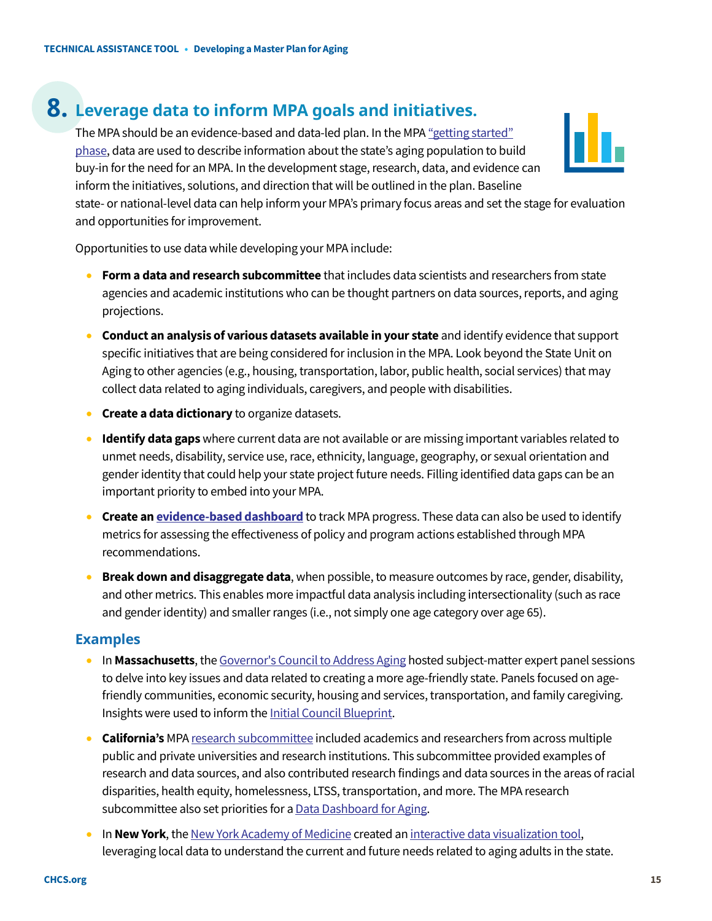## 8. Leverage data to inform MPA goals and initiatives.

The MPA should be an evidence-based and data-led plan. In the MPA "getting started" phase, data are used to describe information about the state's aging population to build buy-in for the need for an MPA. In the development stage, research, data, and evidence can inform the initiatives, solutions, and direction that will be outlined in the plan. Baseline state- or national-level data can help inform your MPA's primary focus areas and set the stage for evaluation and opportunities for improvement.

Opportunities to use data while developing your MPA include:

- **Form a data and research subcommittee** that includes data scientists and researchers from state agencies and academic institutions who can be thought partners on data sources, reports, and aging projections.
- **Conduct an analysis of various datasets available in your state** and identify evidence that support specific initiatives that are being considered for inclusion in the MPA. Look beyond the State Unit on Aging to other agencies (e.g., housing, transportation, labor, public health, social services) that may collect data related to aging individuals, caregivers, and people with disabilities.
- **Create a data dictionary** to organize datasets.
- **Identify data gaps** where current data are not available or are missing important variables related to unmet needs, disability, service use, race, ethnicity, language, geography, or sexual orientation and gender identity that could help your state project future needs. Filling identified data gaps can be an important priority to embed into your MPA.
- **Create an evidence-based dashboard** to track MPA progress. These data can also be used to identify metrics for assessing the effectiveness of policy and program actions established through MPA recommendations.
- **Break down and disaggregate data**, when possible, to measure outcomes by race, gender, disability, and other metrics. This enables more impactful data analysis including intersectionality (such as race and gender identity) and smaller ranges (i.e., not simply one age category over age 65).

### Examples

- In **Massachusetts**, the Governor's Council to Address Aging hosted subject-matter expert panel sessions to delve into key issues and data related to creating a more age-friendly state. Panels focused on age-friendly communities, economic security, housing and services, transportation, and family caregiving. Insights were used to inform the Initial Council Blueprint.
- **California's** MPA research subcommittee included academics and researchers from across multiple public and private universities and research institutions. This subcommittee provided examples of research and data sources, and also contributed research findings and data sources in the areas of racial disparities, health equity, homelessness, LTSS, transportation, and more. The MPA research subcommittee also set priorities for a Data Dashboard for Aging.
- In **New York**, the New York Academy of Medicine created an interactive data visualization tool, leveraging local data to understand the current and future needs related to aging adults in the state.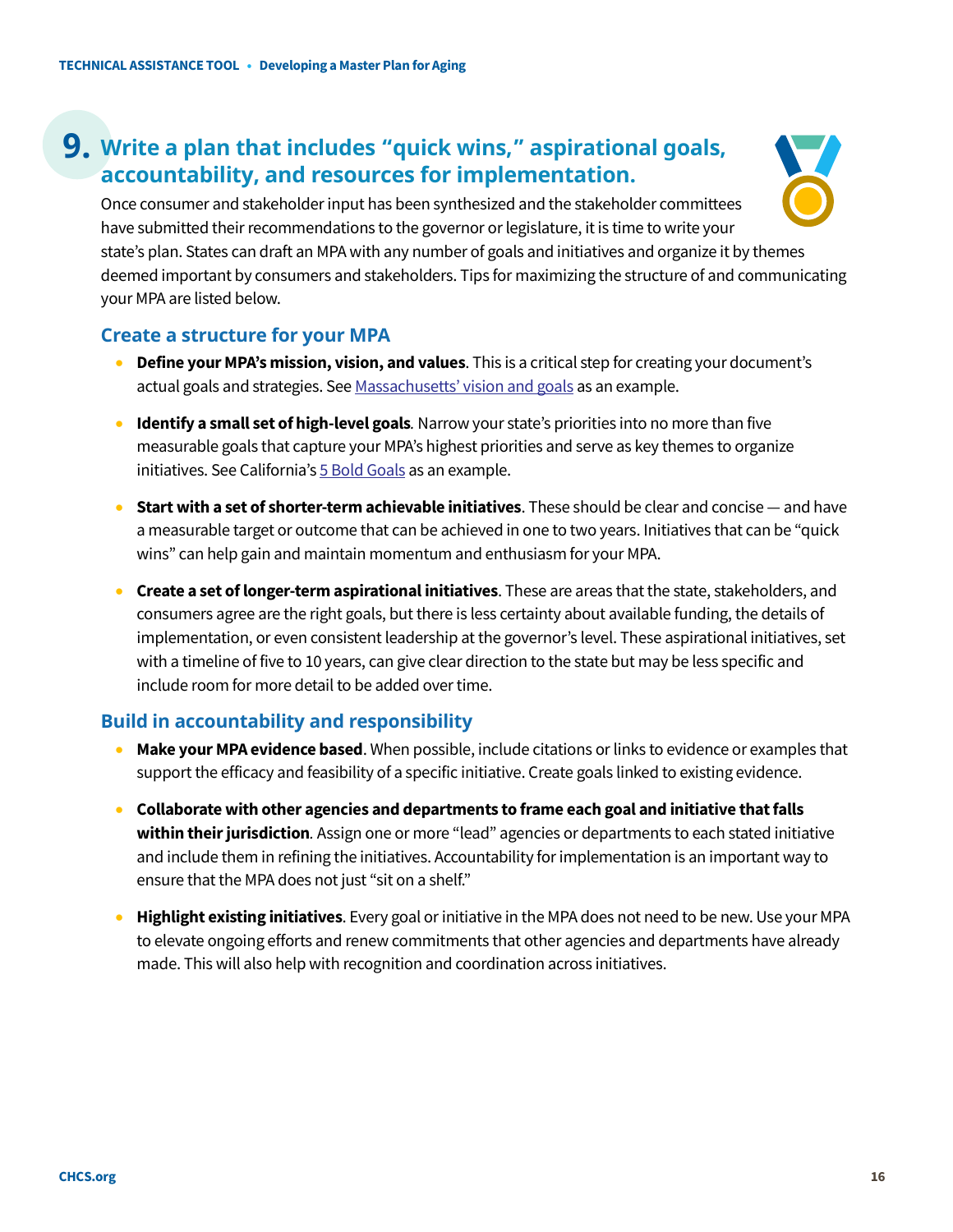## 9. Write a plan that includes "quick wins," aspirational goals, accountability, and resources for implementation.

Once consumer and stakeholder input has been synthesized and the stakeholder committees have submitted their recommendations to the governor or legislature, it is time to write your state's plan. States can draft an MPA with any number of goals and initiatives and organize it by themes deemed important by consumers and stakeholders. Tips for maximizing the structure of and communicating your MPA are listed below.

### Create a structure for your MPA

- **Define your MPA's mission, vision, and values**. This is a critical step for creating your document's actual goals and strategies. See Massachusetts' vision and goals as an example.
- **Identify a small set of high-level goals***.* Narrow your state's priorities into no more than five measurable goals that capture your MPA's highest priorities and serve as key themes to organize initiatives. See California's 5 Bold Goals as an example.
- **Start with a set of shorter-term achievable initiatives**. These should be clear and concise — and have a measurable target or outcome that can be achieved in one to two years. Initiatives that can be "quick wins" can help gain and maintain momentum and enthusiasm for your MPA.
- **Create a set of longer-term aspirational initiatives**. These are areas that the state, stakeholders, and consumers agree are the right goals, but there is less certainty about available funding, the details of implementation, or even consistent leadership at the governor's level. These aspirational initiatives, set with a timeline of five to 10 years, can give clear direction to the state but may be less specific and include room for more detail to be added over time.

### Build in accountability and responsibility

- **Make your MPA evidence based**. When possible, include citations or links to evidence or examples that support the efficacy and feasibility of a specific initiative. Create goals linked to existing evidence.
- **Collaborate with other agencies and departments to frame each goal and initiative that falls within their jurisdiction**. Assign one or more "lead" agencies or departments to each stated initiative and include them in refining the initiatives. Accountability for implementation is an important way to ensure that the MPA does not just "sit on a shelf."
- **Highlight existing initiatives**. Every goal or initiative in the MPA does not need to be new. Use your MPA to elevate ongoing efforts and renew commitments that other agencies and departments have already made. This will also help with recognition and coordination across initiatives.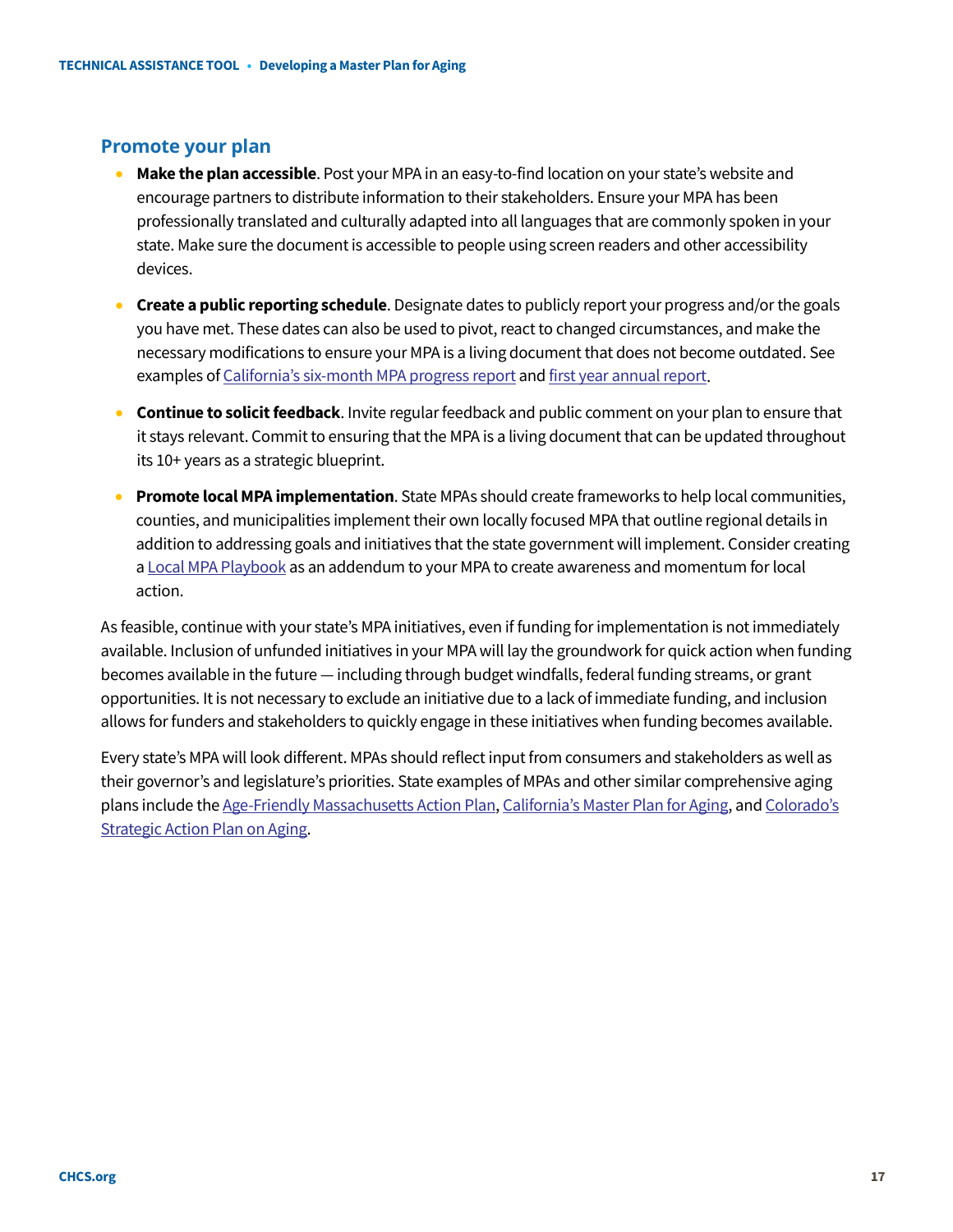## Promote your plan

- **Make the plan accessible**. Post your MPA in an easy-to-find location on your state's website and encourage partners to distribute information to their stakeholders. Ensure your MPA has been professionally translated and culturally adapted into all languages that are commonly spoken in your state. Make sure the document is accessible to people using screen readers and other accessibility devices.

- **Create a public reporting schedule**. Designate dates to publicly report your progress and/or the goals you have met. These dates can also be used to pivot, react to changed circumstances, and make the necessary modifications to ensure your MPA is a living document that does not become outdated. See examples of California's six-month MPA progress report and first year annual report.

- **Continue to solicit feedback**. Invite regular feedback and public comment on your plan to ensure that it stays relevant. Commit to ensuring that the MPA is a living document that can be updated throughout its 10+ years as a strategic blueprint.

- **Promote local MPA implementation**. State MPAs should create frameworks to help local communities, counties, and municipalities implement their own locally focused MPA that outline regional details in addition to addressing goals and initiatives that the state government will implement. Consider creating a Local MPA Playbook as an addendum to your MPA to create awareness and momentum for local action.

As feasible, continue with your state's MPA initiatives, even if funding for implementation is not immediately available. Inclusion of unfunded initiatives in your MPA will lay the groundwork for quick action when funding becomes available in the future — including through budget windfalls, federal funding streams, or grant opportunities. It is not necessary to exclude an initiative due to a lack of immediate funding, and inclusion allows for funders and stakeholders to quickly engage in these initiatives when funding becomes available.

Every state's MPA will look different. MPAs should reflect input from consumers and stakeholders as well as their governor's and legislature's priorities. State examples of MPAs and other similar comprehensive aging plans include the Age-Friendly Massachusetts Action Plan, California's Master Plan for Aging, and Colorado's Strategic Action Plan on Aging.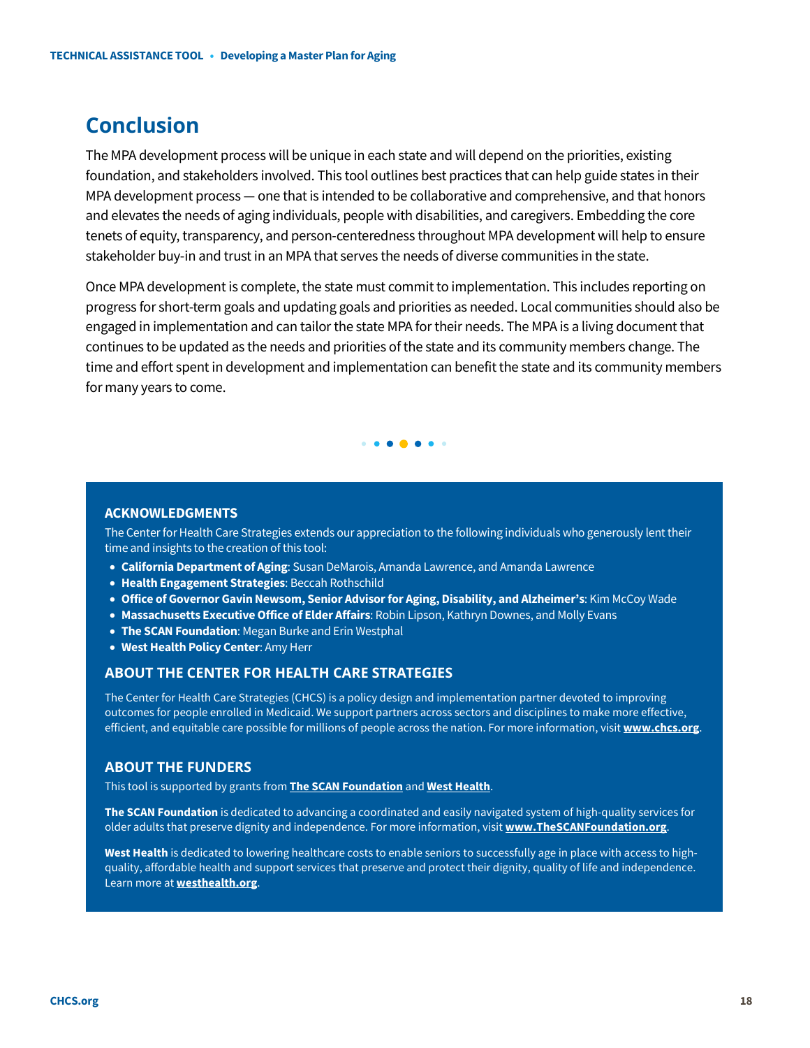## Conclusion

The MPA development process will be unique in each state and will depend on the priorities, existing foundation, and stakeholders involved. This tool outlines best practices that can help guide states in their MPA development process — one that is intended to be collaborative and comprehensive, and that honors and elevates the needs of aging individuals, people with disabilities, and caregivers. Embedding the core tenets of equity, transparency, and person-centeredness throughout MPA development will help to ensure stakeholder buy-in and trust in an MPA that serves the needs of diverse communities in the state.

Once MPA development is complete, the state must commit to implementation. This includes reporting on progress for short-term goals and updating goals and priorities as needed. Local communities should also be engaged in implementation and can tailor the state MPA for their needs. The MPA is a living document that continues to be updated as the needs and priorities of the state and its community members change. The time and effort spent in development and implementation can benefit the state and its community members for many years to come.

### ACKNOWLEDGMENTS

The Center for Health Care Strategies extends our appreciation to the following individuals who generously lent their time and insights to the creation of this tool:

- **California Department of Aging**: Susan DeMarois, Amanda Lawrence, and Amanda Lawrence
- **Health Engagement Strategies**: Beccah Rothschild
- **Office of Governor Gavin Newsom, Senior Advisor for Aging, Disability, and Alzheimer's**: Kim McCoy Wade
- **Massachusetts Executive Office of Elder Affairs**: Robin Lipson, Kathryn Downes, and Molly Evans
- **The SCAN Foundation**: Megan Burke and Erin Westphal
- **West Health Policy Center**: Amy Herr

### ABOUT THE CENTER FOR HEALTH CARE STRATEGIES

The Center for Health Care Strategies (CHCS) is a policy design and implementation partner devoted to improving outcomes for people enrolled in Medicaid. We support partners across sectors and disciplines to make more effective, efficient, and equitable care possible for millions of people across the nation. For more information, visit **www.chcs.org**.

### ABOUT THE FUNDERS

This tool is supported by grants from **The SCAN Foundation** and **West Health**.

**The SCAN Foundation** is dedicated to advancing a coordinated and easily navigated system of high-quality services for older adults that preserve dignity and independence. For more information, visit **www.TheSCANFoundation.org**.

**West Health** is dedicated to lowering healthcare costs to enable seniors to successfully age in place with access to high-quality, affordable health and support services that preserve and protect their dignity, quality of life and independence. Learn more at **westhealth.org**.